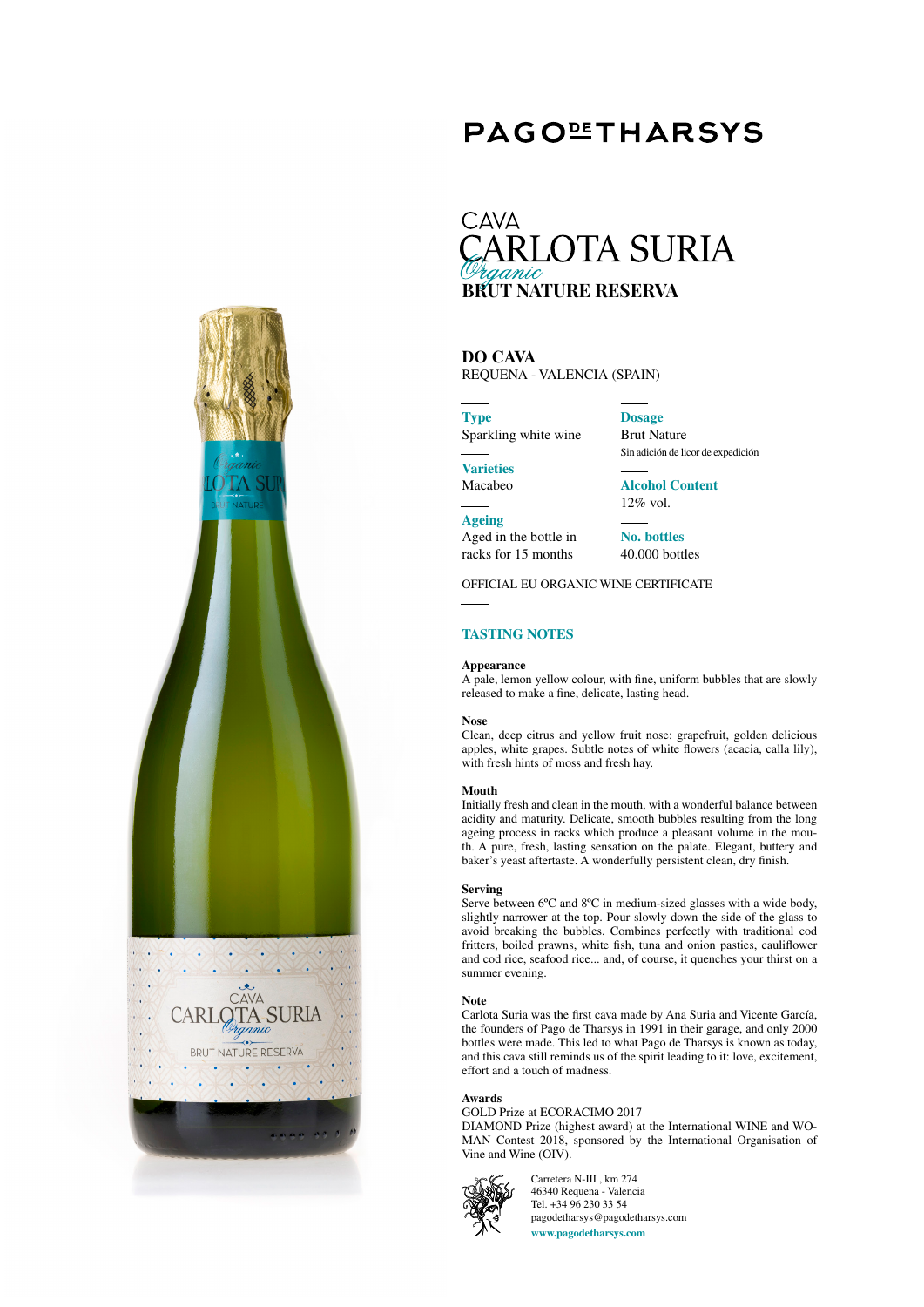# PAGO DE THARSYS

## CAVA CARLOTA SURIA *Organic* BRUT NATURE RESERVA

**DO CAVA**
REQUENA - VALENCIA (SPAIN)

**Type**
Sparkling white wine

**Varieties**
Macabeo

**Ageing**
Aged in the bottle in racks for 15 months

**Dosage**
Brut Nature
Sin adición de licor de expedición

**Alcohol Content**
12% vol.

**No. bottles**
40.000 bottles

OFFICIAL EU ORGANIC WINE CERTIFICATE

## TASTING NOTES

**Appearance**
A pale, lemon yellow colour, with fine, uniform bubbles that are slowly released to make a fine, delicate, lasting head.

**Nose**
Clean, deep citrus and yellow fruit nose: grapefruit, golden delicious apples, white grapes. Subtle notes of white flowers (acacia, calla lily), with fresh hints of moss and fresh hay.

**Mouth**
Initially fresh and clean in the mouth, with a wonderful balance between acidity and maturity. Delicate, smooth bubbles resulting from the long ageing process in racks which produce a pleasant volume in the mouth. A pure, fresh, lasting sensation on the palate. Elegant, buttery and baker's yeast aftertaste. A wonderfully persistent clean, dry finish.

**Serving**
Serve between 6ºC and 8ºC in medium-sized glasses with a wide body, slightly narrower at the top. Pour slowly down the side of the glass to avoid breaking the bubbles. Combines perfectly with traditional cod fritters, boiled prawns, white fish, tuna and onion pasties, cauliflower and cod rice, seafood rice... and, of course, it quenches your thirst on a summer evening.

**Note**
Carlota Suria was the first cava made by Ana Suria and Vicente García, the founders of Pago de Tharsys in 1991 in their garage, and only 2000 bottles were made. This led to what Pago de Tharsys is known as today, and this cava still reminds us of the spirit leading to it: love, excitement, effort and a touch of madness.

**Awards**
GOLD Prize at ECORACIMO 2017
DIAMOND Prize (highest award) at the International WINE and WOMAN Contest 2018, sponsored by the International Organisation of Vine and Wine (OIV).

Carretera N-III , km 274
46340 Requena - Valencia
Tel. +34 96 230 33 54
pagodetharsys@pagodetharsys.com
www.pagodetharsys.com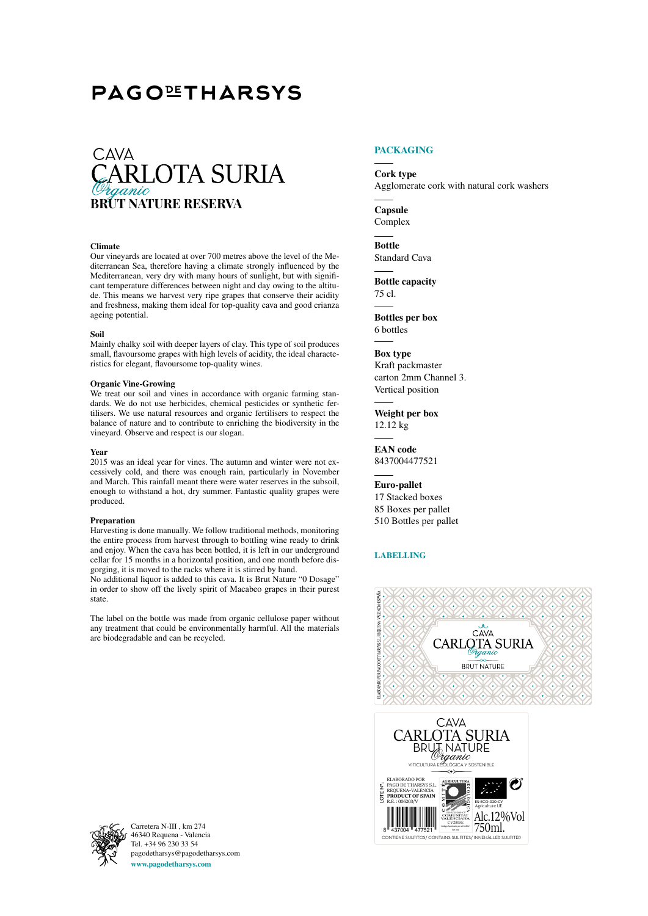# PAGO DE THARSYS

## CAVA CARLOTA SURIA
*Organic*
## BRUT NATURE RESERVA

**Climate**
Our vineyards are located at over 700 metres above the level of the Mediterranean Sea, therefore having a climate strongly influenced by the Mediterranean, very dry with many hours of sunlight, but with significant temperature differences between night and day owing to the altitude. This means we harvest very ripe grapes that conserve their acidity and freshness, making them ideal for top-quality cava and good crianza ageing potential.

**Soil**
Mainly chalky soil with deeper layers of clay. This type of soil produces small, flavoursome grapes with high levels of acidity, the ideal characteristics for elegant, flavoursome top-quality wines.

**Organic Vine-Growing**
We treat our soil and vines in accordance with organic farming standards. We do not use herbicides, chemical pesticides or synthetic fertilisers. We use natural resources and organic fertilisers to respect the balance of nature and to contribute to enriching the biodiversity in the vineyard. Observe and respect is our slogan.

**Year**
2015 was an ideal year for vines. The autumn and winter were not excessively cold, and there was enough rain, particularly in November and March. This rainfall meant there were water reserves in the subsoil, enough to withstand a hot, dry summer. Fantastic quality grapes were produced.

**Preparation**
Harvesting is done manually. We follow traditional methods, monitoring the entire process from harvest through to bottling wine ready to drink and enjoy. When the cava has been bottled, it is left in our underground cellar for 15 months in a horizontal position, and one month before disgorging, it is moved to the racks where it is stirred by hand.
No additional liquor is added to this cava. It is Brut Nature "0 Dosage" in order to show off the lively spirit of Macabeo grapes in their purest state.

The label on the bottle was made from organic cellulose paper without any treatment that could be environmentally harmful. All the materials are biodegradable and can be recycled.

## PACKAGING

**Cork type**
Agglomerate cork with natural cork washers

**Capsule**
Complex

**Bottle**
Standard Cava

**Bottle capacity**
75 cl.

**Bottles per box**
6 bottles

**Box type**
Kraft packmaster
carton 2mm Channel 3.
Vertical position

**Weight per box**
12.12 kg

**EAN code**
8437004477521

**Euro-pallet**
17 Stacked boxes
85 Boxes per pallet
510 Bottles per pallet

## LABELLING

ELABORADO POR PAGO DE THARSYS S.L. REQUENA-VALENCIA-ESPAÑA

CAVA
CARLOTA SURIA
*Organic*
BRUT NATURE

CAVA
CARLOTA SURIA
BRUT NATURE
*Organic*
VITICULTURA ECOLÓGICA Y SOSTENIBLE

LOTE Nº:
ELABORADO POR
PAGO DE THARSYS S.L.
REQUENA-VALENCIA
PRODUCT OF SPAIN
R.E.: 006203/V

AGRICULTURA ECOLÒGICA
COMITÈ
COMUNITAT VALENCIANA
CV2805E

ES-ECO-020-CV
Agriculture UE

8 437004 477521

Alc.12%Vol
750ml.

CONTIENE SULFITOS/ CONTAINS SULFITES/ INNEHÄLLER SULFITER

Carretera N-III , km 274
46340 Requena - Valencia
Tel. +34 96 230 33 54
pagodetharsys@pagodetharsys.com
www.pagodetharsys.com